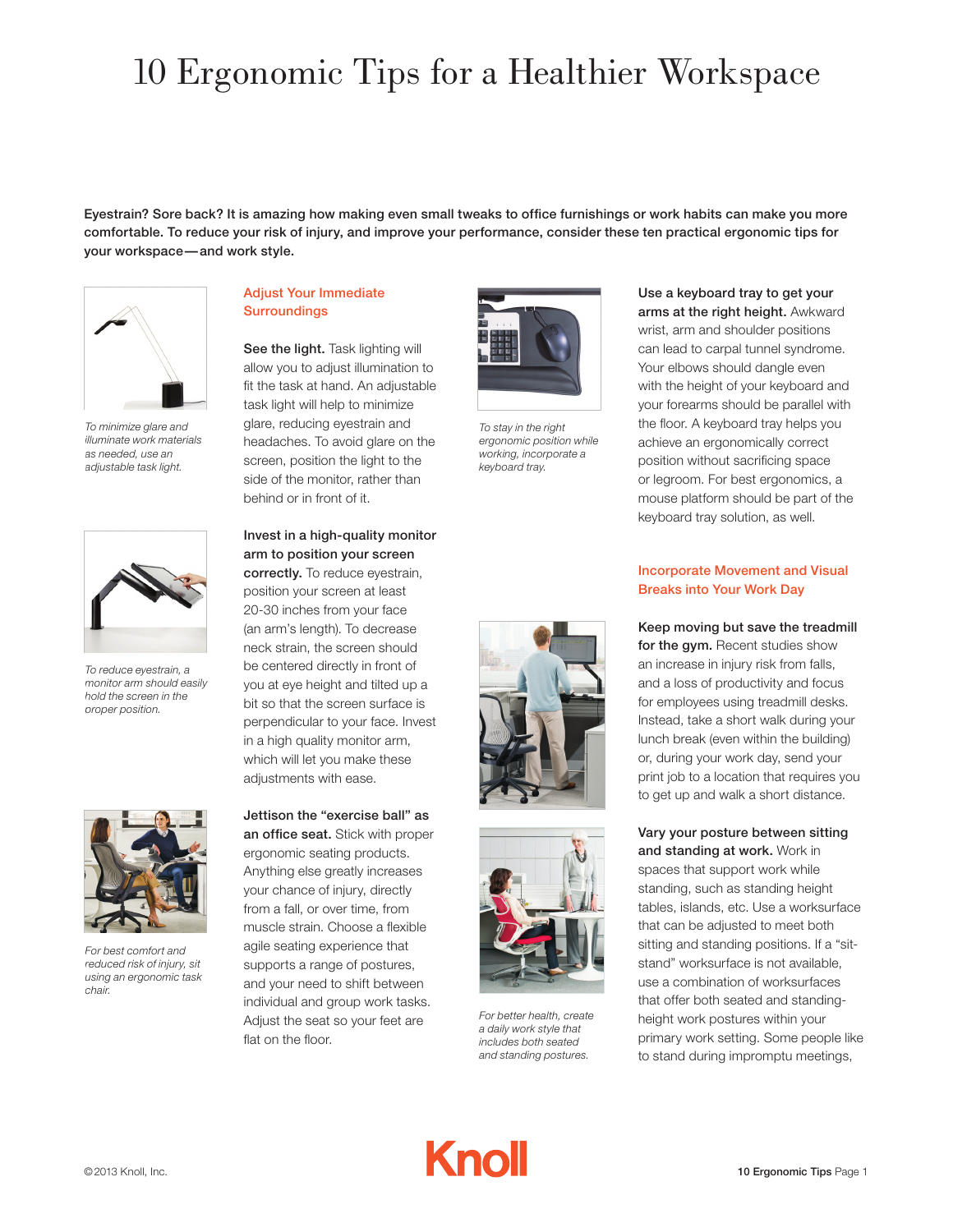# 10 Ergonomic Tips for a Healthier Workspace

**Eyestrain? Sore back? It is amazing how making even small tweaks to office furnishings or work habits can make you more comfortable. To reduce your risk of injury, and improve your performance, consider these ten practical ergonomic tips for your workspace—and work style.**

*To minimize glare and illuminate work materials as needed, use an adjustable task light.*

## Adjust Your Immediate Surroundings

**See the light.** Task lighting will allow you to adjust illumination to fit the task at hand. An adjustable task light will help to minimize glare, reducing eyestrain and headaches. To avoid glare on the screen, position the light to the side of the monitor, rather than behind or in front of it.

*To reduce eyestrain, a monitor arm should easily hold the screen in the oroper position.*

**Invest in a high-quality monitor arm to position your screen correctly.** To reduce eyestrain, position your screen at least 20-30 inches from your face (an arm's length). To decrease neck strain, the screen should be centered directly in front of you at eye height and tilted up a bit so that the screen surface is perpendicular to your face. Invest in a high quality monitor arm, which will let you make these adjustments with ease.

*For best comfort and reduced risk of injury, sit using an ergonomic task chair.*

**Jettison the "exercise ball" as an office seat.** Stick with proper ergonomic seating products. Anything else greatly increases your chance of injury, directly from a fall, or over time, from muscle strain. Choose a flexible agile seating experience that supports a range of postures, and your need to shift between individual and group work tasks. Adjust the seat so your feet are flat on the floor.

*To stay in the right ergonomic position while working, incorporate a keyboard tray.*

**Use a keyboard tray to get your arms at the right height.** Awkward wrist, arm and shoulder positions can lead to carpal tunnel syndrome. Your elbows should dangle even with the height of your keyboard and your forearms should be parallel with the floor. A keyboard tray helps you achieve an ergonomically correct position without sacrificing space or legroom. For best ergonomics, a mouse platform should be part of the keyboard tray solution, as well.

## Incorporate Movement and Visual Breaks into Your Work Day

**Keep moving but save the treadmill for the gym.** Recent studies show an increase in injury risk from falls, and a loss of productivity and focus for employees using treadmill desks. Instead, take a short walk during your lunch break (even within the building) or, during your work day, send your print job to a location that requires you to get up and walk a short distance.

*For better health, create a daily work style that includes both seated and standing postures.*

**Vary your posture between sitting and standing at work.** Work in spaces that support work while standing, such as standing height tables, islands, etc. Use a worksurface that can be adjusted to meet both sitting and standing positions. If a "sit-stand" worksurface is not available, use a combination of worksurfaces that offer both seated and standing-height work postures within your primary work setting. Some people like to stand during impromptu meetings,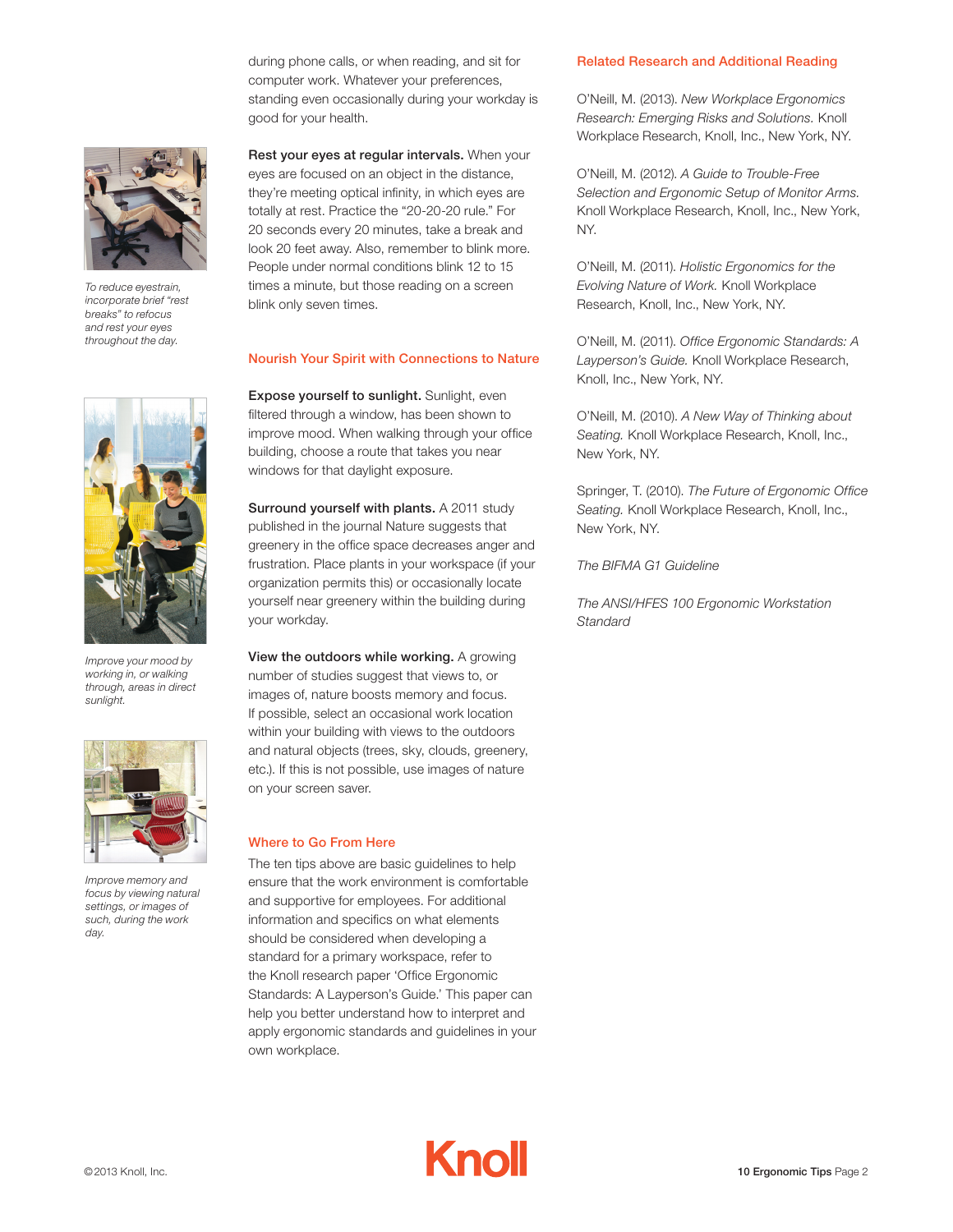during phone calls, or when reading, and sit for computer work. Whatever your preferences, standing even occasionally during your workday is good for your health.

*To reduce eyestrain, incorporate brief "rest breaks" to refocus and rest your eyes throughout the day.*

**Rest your eyes at regular intervals.** When your eyes are focused on an object in the distance, they're meeting optical infinity, in which eyes are totally at rest. Practice the "20-20-20 rule." For 20 seconds every 20 minutes, take a break and look 20 feet away. Also, remember to blink more. People under normal conditions blink 12 to 15 times a minute, but those reading on a screen blink only seven times.

## Nourish Your Spirit with Connections to Nature

*Improve your mood by working in, or walking through, areas in direct sunlight.*

**Expose yourself to sunlight.** Sunlight, even filtered through a window, has been shown to improve mood. When walking through your office building, choose a route that takes you near windows for that daylight exposure.

**Surround yourself with plants.** A 2011 study published in the journal Nature suggests that greenery in the office space decreases anger and frustration. Place plants in your workspace (if your organization permits this) or occasionally locate yourself near greenery within the building during your workday.

*Improve memory and focus by viewing natural settings, or images of such, during the work day.*

**View the outdoors while working.** A growing number of studies suggest that views to, or images of, nature boosts memory and focus. If possible, select an occasional work location within your building with views to the outdoors and natural objects (trees, sky, clouds, greenery, etc.). If this is not possible, use images of nature on your screen saver.

## Where to Go From Here

The ten tips above are basic guidelines to help ensure that the work environment is comfortable and supportive for employees. For additional information and specifics on what elements should be considered when developing a standard for a primary workspace, refer to the Knoll research paper 'Office Ergonomic Standards: A Layperson's Guide.' This paper can help you better understand how to interpret and apply ergonomic standards and guidelines in your own workplace.

## Related Research and Additional Reading

O'Neill, M. (2013). *New Workplace Ergonomics Research: Emerging Risks and Solutions.* Knoll Workplace Research, Knoll, Inc., New York, NY.

O'Neill, M. (2012). *A Guide to Trouble-Free Selection and Ergonomic Setup of Monitor Arms.* Knoll Workplace Research, Knoll, Inc., New York, NY.

O'Neill, M. (2011). *Holistic Ergonomics for the Evolving Nature of Work.* Knoll Workplace Research, Knoll, Inc., New York, NY.

O'Neill, M. (2011). *Office Ergonomic Standards: A Layperson's Guide.* Knoll Workplace Research, Knoll, Inc., New York, NY.

O'Neill, M. (2010). *A New Way of Thinking about Seating.* Knoll Workplace Research, Knoll, Inc., New York, NY.

Springer, T. (2010). *The Future of Ergonomic Office Seating.* Knoll Workplace Research, Knoll, Inc., New York, NY.

*The BIFMA G1 Guideline*

*The ANSI/HFES 100 Ergonomic Workstation Standard*

©2013 Knoll, Inc.

Knoll